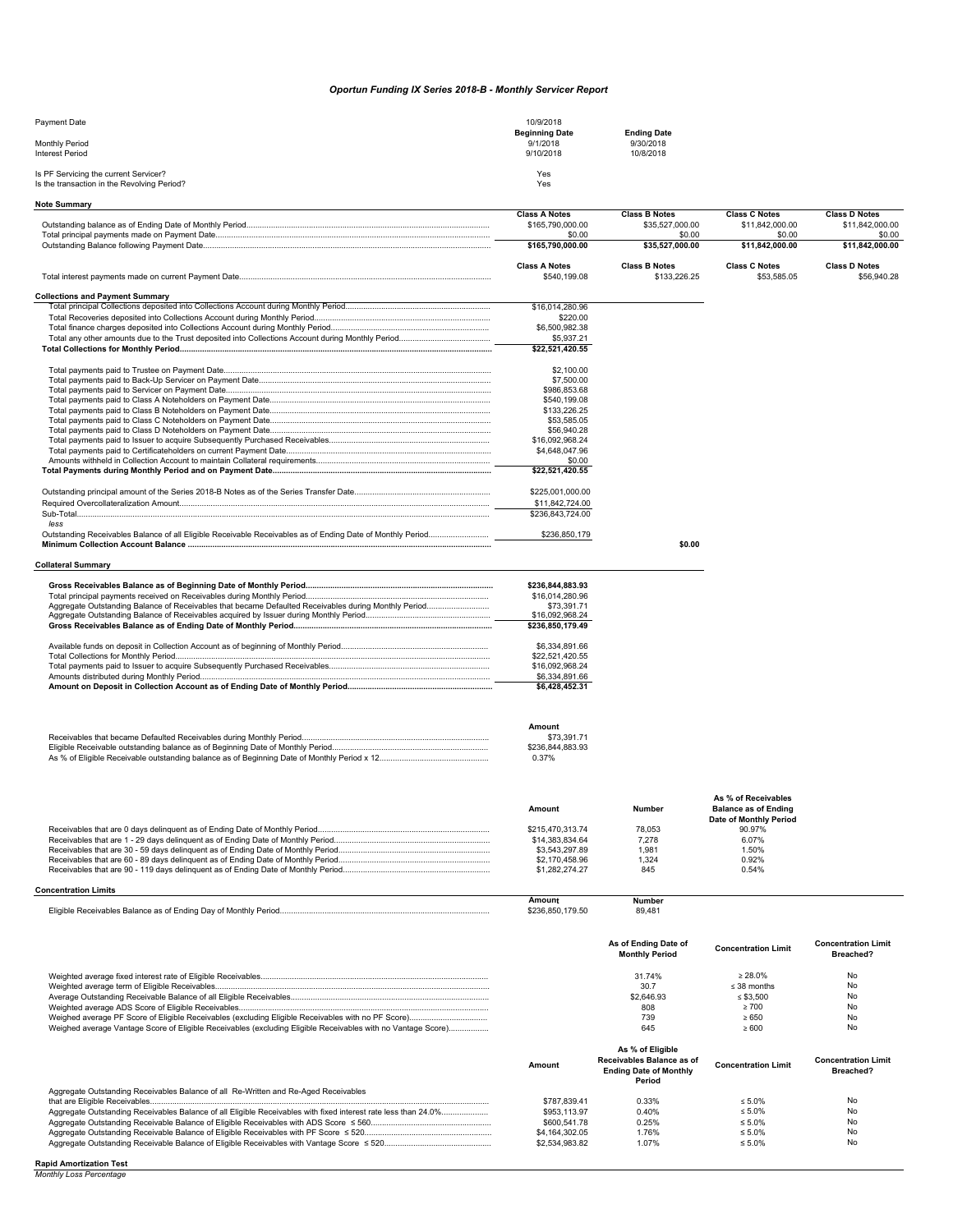# *Oportun Funding IX Series 2018-B - Monthly Servicer Report*

| | | |
|---|---|---|
| Payment Date | 10/9/2018 | |
| | **Beginning Date** | **Ending Date** |
| Monthly Period | 9/1/2018 | 9/30/2018 |
| Interest Period | 9/10/2018 | 10/8/2018 |

| | |
|---|---|
| Is PF Servicing the current Servicer? | Yes |
| Is the transaction in the Revolving Period? | Yes |

**Note Summary**

| | Class A Notes | Class B Notes | Class C Notes | Class D Notes |
|---|---|---|---|---|
| Outstanding balance as of Ending Date of Monthly Period | $165,790,000.00 | $35,527,000.00 | $11,842,000.00 | $11,842,000.00 |
| Total principal payments made on Payment Date | $0.00 | $0.00 | $0.00 | $0.00 |
| Outstanding Balance following Payment Date | **$165,790,000.00** | **$35,527,000.00** | **$11,842,000.00** | **$11,842,000.00** |

| | Class A Notes | Class B Notes | Class C Notes | Class D Notes |
|---|---|---|---|---|
| Total interest payments made on current Payment Date | $540,199.08 | $133,226.25 | $53,585.05 | $56,940.28 |

**Collections and Payment Summary**

| | | |
|---|---|---|
| Total principal Collections deposited into Collections Account during Monthly Period | $16,014,280.96 | |
| Total Recoveries deposited into Collections Account during Monthly Period | $220.00 | |
| Total finance charges deposited into Collections Account during Monthly Period | $6,500,982.38 | |
| Total any other amounts due to the Trust deposited into Collections Account during Monthly Period | $5,937.21 | |
| **Total Collections for Monthly Period** | **$22,521,420.55** | |
| Total payments paid to Trustee on Payment Date | $2,100.00 | |
| Total payments paid to Back-Up Servicer on Payment Date | $7,500.00 | |
| Total payments paid to Servicer on Payment Date | $986,853.68 | |
| Total payments paid to Class A Noteholders on Payment Date | $540,199.08 | |
| Total payments paid to Class B Noteholders on Payment Date | $133,226.25 | |
| Total payments paid to Class C Noteholders on Payment Date | $53,585.05 | |
| Total payments paid to Class D Noteholders on Payment Date | $56,940.28 | |
| Total payments paid to Issuer to acquire Subsequently Purchased Receivables | $16,092,968.24 | |
| Total payments paid to Certificateholders on current Payment Date | $4,648,047.96 | |
| Amounts withheld in Collection Account to maintain Collateral requirements | $0.00 | |
| **Total Payments during Monthly Period and on Payment Date** | **$22,521,420.55** | |
| Outstanding principal amount of the Series 2018-B Notes as of the Series Transfer Date | $225,001,000.00 | |
| Required Overcollateralization Amount | $11,842,724.00 | |
| Sub-Total | $236,843,724.00 | |
| *less* | | |
| Outstanding Receivables Balance of all Eligible Receivable Receivables as of Ending Date of Monthly Period | $236,850,179 | |
| **Minimum Collection Account Balance** | | **$0.00** |

**Collateral Summary**

| | |
|---|---|
| **Gross Receivables Balance as of Beginning Date of Monthly Period** | **$236,844,883.93** |
| Total principal payments received on Receivables during Monthly Period | $16,014,280.96 |
| Aggregate Outstanding Balance of Receivables that became Defaulted Receivables during Monthly Period | $73,391.71 |
| Aggregate Outstanding Balance of Receivables acquired by Issuer during Monthly Period | $16,092,968.24 |
| **Gross Receivables Balance as of Ending Date of Monthly Period** | **$236,850,179.49** |
| Available funds on deposit in Collection Account as of beginning of Monthly Period | $6,334,891.66 |
| Total Collections for Monthly Period | $22,521,420.55 |
| Total payments paid to Issuer to acquire Subsequently Purchased Receivables | $16,092,968.24 |
| Amounts distributed during Monthly Period | $6,334,891.66 |
| **Amount on Deposit in Collection Account as of Ending Date of Monthly Period** | **$6,428,452.31** |

| | Amount |
|---|---|
| Receivables that became Defaulted Receivables during Monthly Period | $73,391.71 |
| Eligible Receivable outstanding balance as of Beginning Date of Monthly Period | $236,844,883.93 |
| As % of Eligible Receivable outstanding balance as of Beginning Date of Monthly Period x 12 | 0.37% |

| | Amount | Number | As % of Receivables Balance as of Ending Date of Monthly Period |
|---|---|---|---|
| Receivables that are 0 days delinquent as of Ending Date of Monthly Period | $215,470,313.74 | 78,053 | 90.97% |
| Receivables that are 1 - 29 days delinquent as of Ending Date of Monthly Period | $14,383,834.64 | 7,278 | 6.07% |
| Receivables that are 30 - 59 days delinquent as of Ending Date of Monthly Period | $3,543,297.89 | 1,981 | 1.50% |
| Receivables that are 60 - 89 days delinquent as of Ending Date of Monthly Period | $2,170,458.96 | 1,324 | 0.92% |
| Receivables that are 90 - 119 days delinquent as of Ending Date of Monthly Period | $1,282,274.27 | 845 | 0.54% |

**Concentration Limits**

| | Amount | Number |
|---|---|---|
| Eligible Receivables Balance as of Ending Day of Monthly Period | $236,850,179.50 | 89,481 |

| | As of Ending Date of Monthly Period | Concentration Limit | Concentration Limit Breached? |
|---|---|---|---|
| Weighted average fixed interest rate of Eligible Receivables | 31.74% | ≥ 28.0% | No |
| Weighted average term of Eligible Receivables | 30.7 | ≤ 38 months | No |
| Average Outstanding Receivable Balance of all Eligible Receivables | $2,646.93 | ≤ $3,500 | No |
| Weighted average ADS Score of Eligible Receivables | 808 | ≥ 700 | No |
| Weighed average PF Score of Eligible Receivables (excluding Eligible Receivables with no PF Score) | 739 | ≥ 650 | No |
| Weighed average Vantage Score of Eligible Receivables (excluding Eligible Receivables with no Vantage Score) | 645 | ≥ 600 | No |

| | Amount | As % of Eligible Receivables Balance as of Ending Date of Monthly Period | Concentration Limit | Concentration Limit Breached? |
|---|---|---|---|---|
| Aggregate Outstanding Receivables Balance of all Re-Written and Re-Aged Receivables that are Eligible Receivables | $787,839.41 | 0.33% | ≤ 5.0% | No |
| Aggregate Outstanding Receivables Balance of all Eligible Receivables with fixed interest rate less than 24.0% | $953,113.97 | 0.40% | ≤ 5.0% | No |
| Aggregate Outstanding Receivable Balance of Eligible Receivables with ADS Score ≤ 560 | $600,541.78 | 0.25% | ≤ 5.0% | No |
| Aggregate Outstanding Receivable Balance of Eligible Receivables with PF Score ≤ 520 | $4,164,302.05 | 1.76% | ≤ 5.0% | No |
| Aggregate Outstanding Receivable Balance of Eligible Receivables with Vantage Score ≤ 520 | $2,534,983.82 | 1.07% | ≤ 5.0% | No |

**Rapid Amortization Test**

*Monthly Loss Percentage*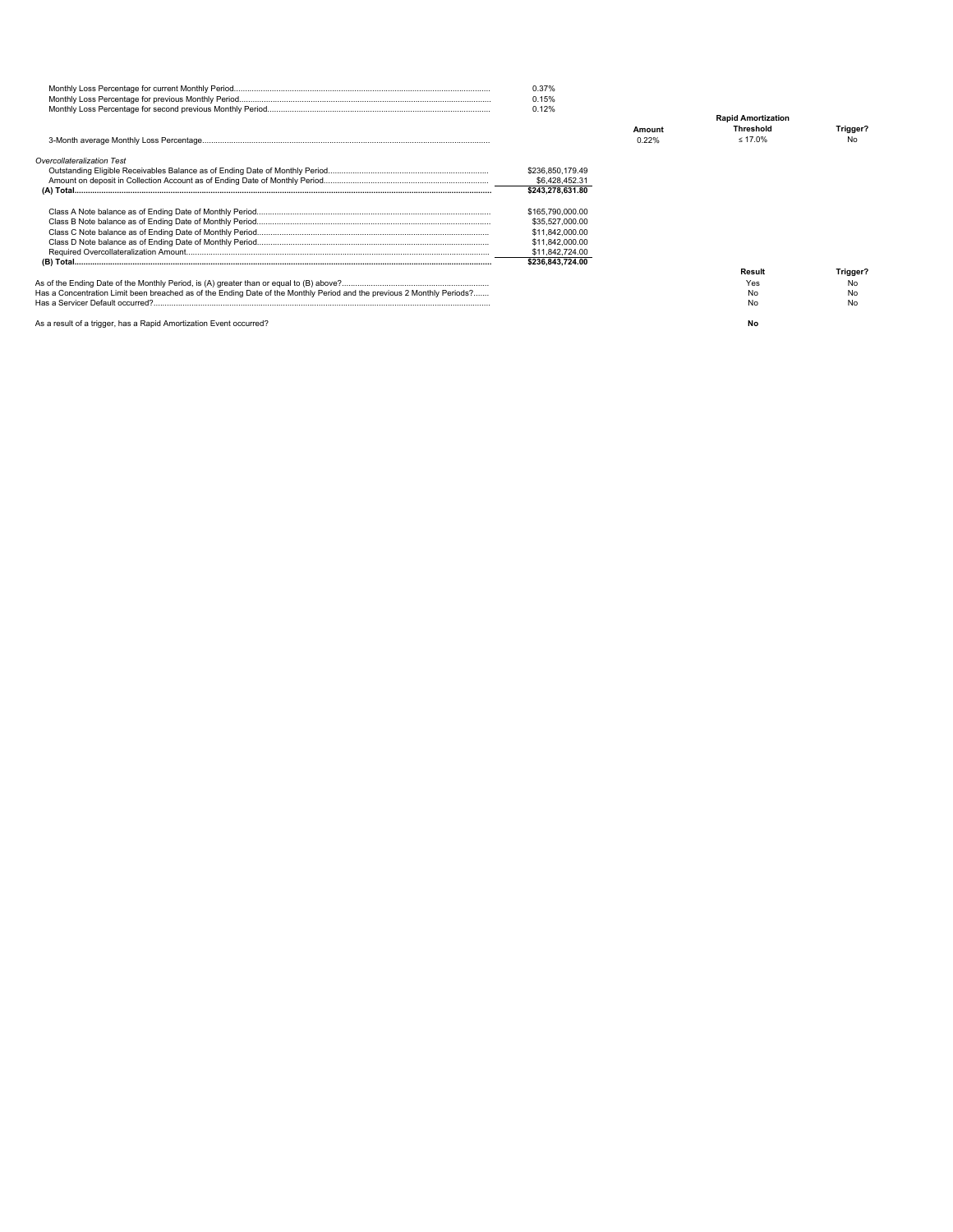| | | | | |
|---|---|---|---|---|
| Monthly Loss Percentage for current Monthly Period | 0.37% | | | |
| Monthly Loss Percentage for previous Monthly Period | 0.15% | | | |
| Monthly Loss Percentage for second previous Monthly Period | 0.12% | | | |
| | | **Amount** | **Rapid Amortization Threshold** | **Trigger?** |
| 3-Month average Monthly Loss Percentage | | 0.22% | ≤ 17.0% | No |

*Overcollateralization Test*

| | |
|---|---|
| Outstanding Eligible Receivables Balance as of Ending Date of Monthly Period | $236,850,179.49 |
| Amount on deposit in Collection Account as of Ending Date of Monthly Period | $6,428,452.31 |
| **(A) Total** | **$243,278,631.80** |
| Class A Note balance as of Ending Date of Monthly Period | $165,790,000.00 |
| Class B Note balance as of Ending Date of Monthly Period | $35,527,000.00 |
| Class C Note balance as of Ending Date of Monthly Period | $11,842,000.00 |
| Class D Note balance as of Ending Date of Monthly Period | $11,842,000.00 |
| Required Overcollateralization Amount | $11,842,724.00 |
| **(B) Total** | **$236,843,724.00** |

| | **Result** | **Trigger?** |
|---|---|---|
| As of the Ending Date of the Monthly Period, is (A) greater than or equal to (B) above? | Yes | No |
| Has a Concentration Limit been breached as of the Ending Date of the Monthly Period and the previous 2 Monthly Periods? | No | No |
| Has a Servicer Default occurred? | No | No |
| As a result of a trigger, has a Rapid Amortization Event occurred? | **No** | |